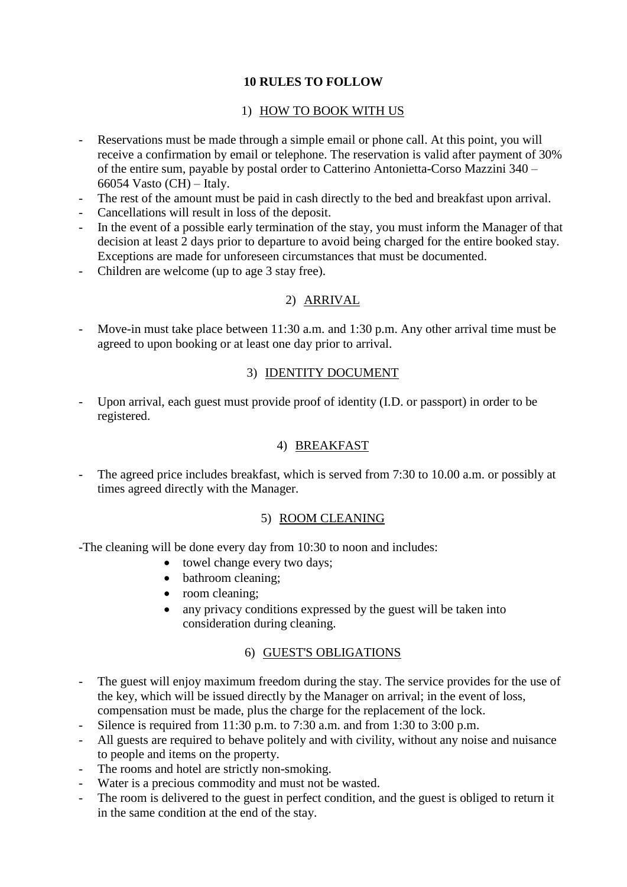# 10 RULES TO FOLLOW

## 1) HOW TO BOOK WITH US

- Reservations must be made through a simple email or phone call. At this point, you will receive a confirmation by email or telephone. The reservation is valid after payment of 30% of the entire sum, payable by postal order to Catterino Antonietta-Corso Mazzini 340 – 66054 Vasto (CH) – Italy.
- The rest of the amount must be paid in cash directly to the bed and breakfast upon arrival.
- Cancellations will result in loss of the deposit.
- In the event of a possible early termination of the stay, you must inform the Manager of that decision at least 2 days prior to departure to avoid being charged for the entire booked stay. Exceptions are made for unforeseen circumstances that must be documented.
- Children are welcome (up to age 3 stay free).

## 2) ARRIVAL

- Move-in must take place between 11:30 a.m. and 1:30 p.m. Any other arrival time must be agreed to upon booking or at least one day prior to arrival.

## 3) IDENTITY DOCUMENT

- Upon arrival, each guest must provide proof of identity (I.D. or passport) in order to be registered.

## 4) BREAKFAST

- The agreed price includes breakfast, which is served from 7:30 to 10.00 a.m. or possibly at times agreed directly with the Manager.

## 5) ROOM CLEANING

-The cleaning will be done every day from 10:30 to noon and includes:

- towel change every two days;
- bathroom cleaning;
- room cleaning;
- any privacy conditions expressed by the guest will be taken into consideration during cleaning.

## 6) GUEST'S OBLIGATIONS

- The guest will enjoy maximum freedom during the stay. The service provides for the use of the key, which will be issued directly by the Manager on arrival; in the event of loss, compensation must be made, plus the charge for the replacement of the lock.
- Silence is required from 11:30 p.m. to 7:30 a.m. and from 1:30 to 3:00 p.m.
- All guests are required to behave politely and with civility, without any noise and nuisance to people and items on the property.
- The rooms and hotel are strictly non-smoking.
- Water is a precious commodity and must not be wasted.
- The room is delivered to the guest in perfect condition, and the guest is obliged to return it in the same condition at the end of the stay.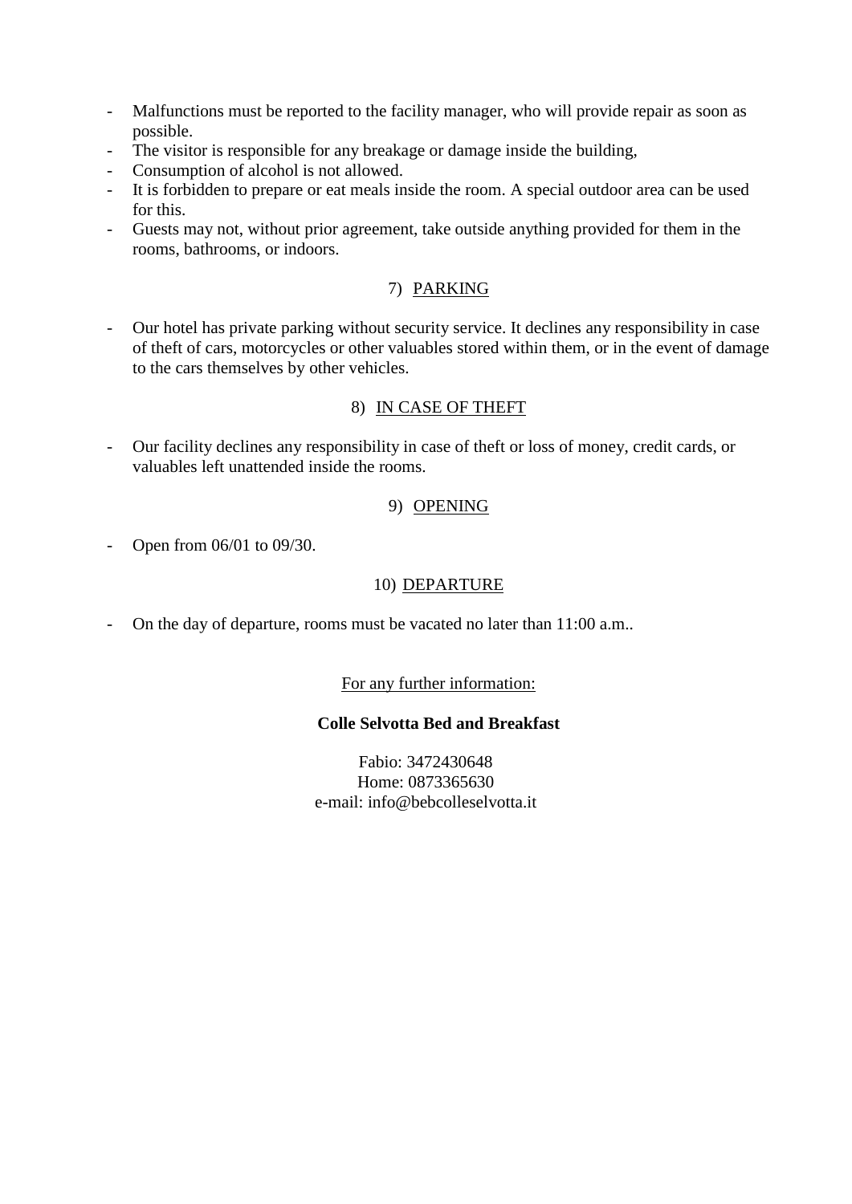- Malfunctions must be reported to the facility manager, who will provide repair as soon as possible.
- The visitor is responsible for any breakage or damage inside the building,
- Consumption of alcohol is not allowed.
- It is forbidden to prepare or eat meals inside the room. A special outdoor area can be used for this.
- Guests may not, without prior agreement, take outside anything provided for them in the rooms, bathrooms, or indoors.

## 7) PARKING

- Our hotel has private parking without security service. It declines any responsibility in case of theft of cars, motorcycles or other valuables stored within them, or in the event of damage to the cars themselves by other vehicles.

## 8) IN CASE OF THEFT

- Our facility declines any responsibility in case of theft or loss of money, credit cards, or valuables left unattended inside the rooms.

## 9) OPENING

- Open from 06/01 to 09/30.

## 10) DEPARTURE

- On the day of departure, rooms must be vacated no later than 11:00 a.m..

For any further information:

**Colle Selvotta Bed and Breakfast**

Fabio: 3472430648
Home: 0873365630
e-mail: info@bebcolleselvotta.it